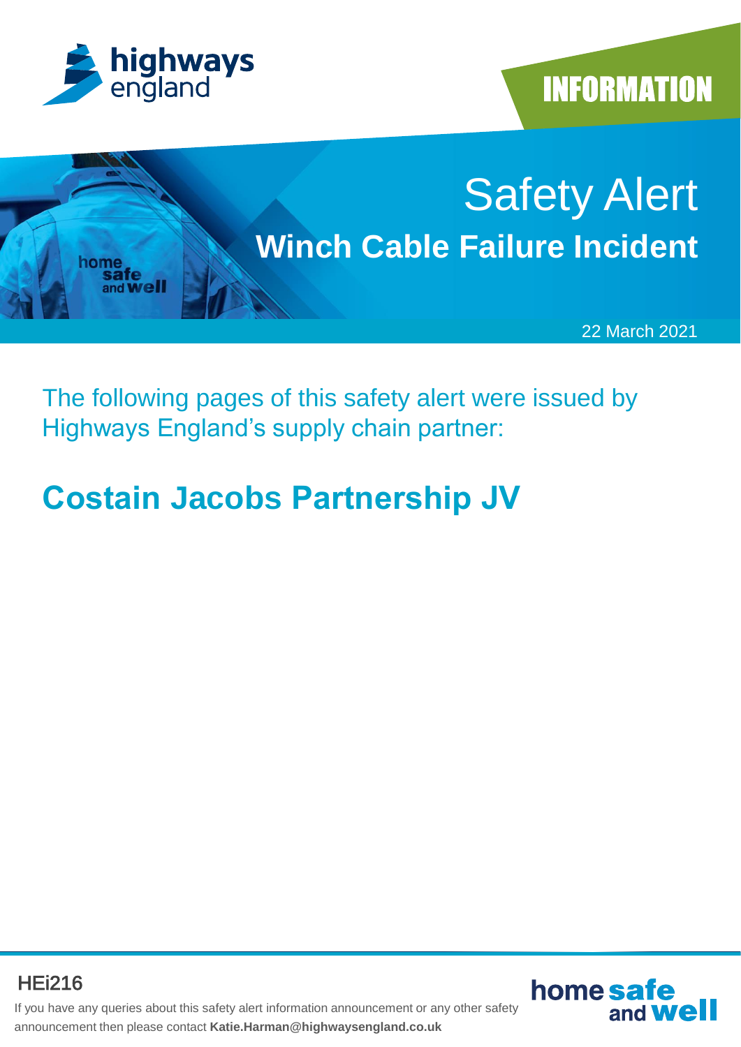highways england

INFORMATION

# Safety Alert

## Winch Cable Failure Incident

22 March 2021

The following pages of this safety alert were issued by Highways England's supply chain partner:

## Costain Jacobs Partnership JV

HEi216

If you have any queries about this safety alert information announcement or any other safety announcement then please contact **Katie.Harman@highwaysengland.co.uk**

home safe and well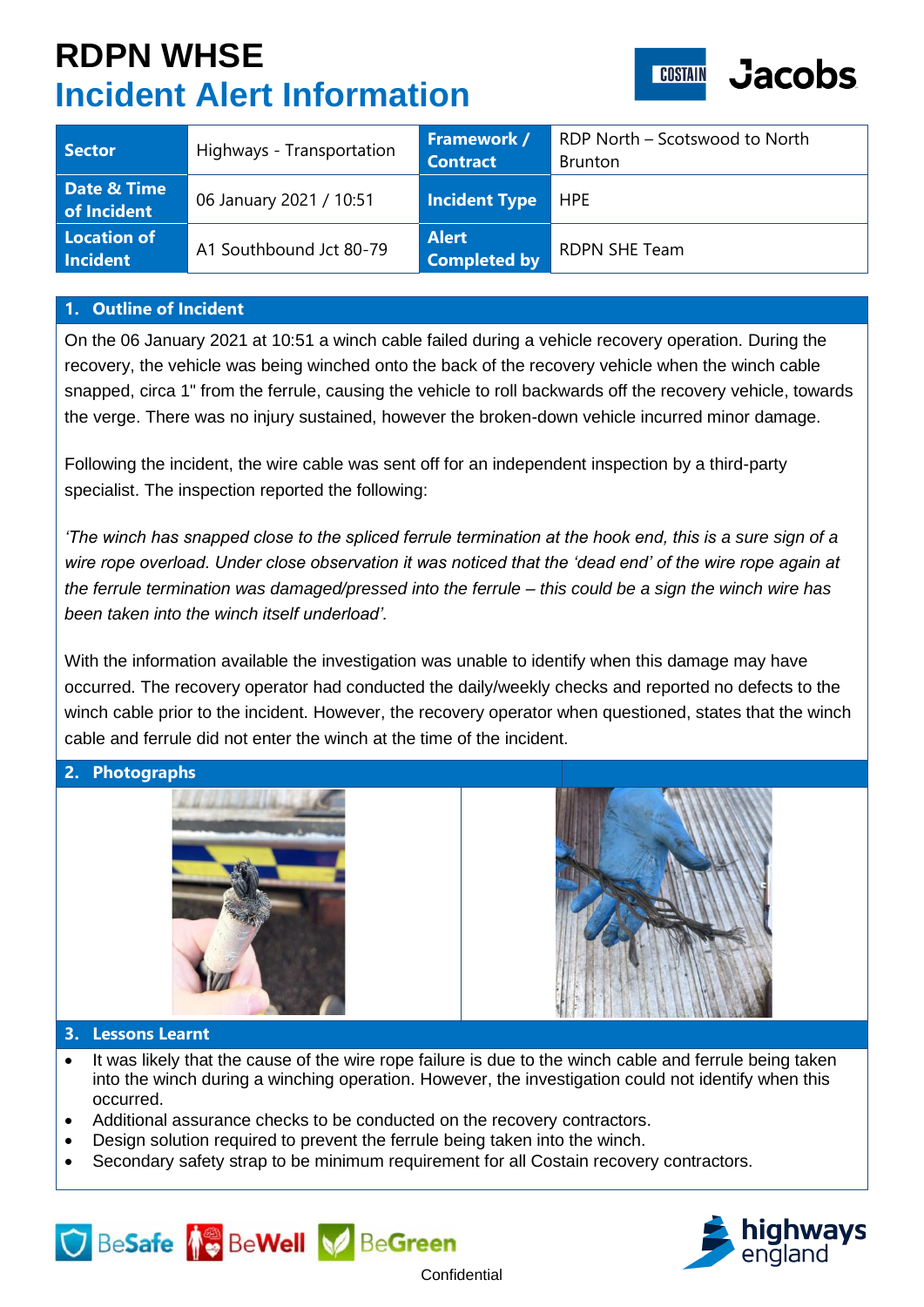# RDPN WHSE

## Incident Alert Information

| | | | |
|---|---|---|---|
| **Sector** | Highways - Transportation | **Framework / Contract** | RDP North – Scotswood to North Brunton |
| **Date & Time of Incident** | 06 January 2021 / 10:51 | **Incident Type** | HPE |
| **Location of Incident** | A1 Southbound Jct 80-79 | **Alert Completed by** | RDPN SHE Team |

### 1. Outline of Incident

On the 06 January 2021 at 10:51 a winch cable failed during a vehicle recovery operation. During the recovery, the vehicle was being winched onto the back of the recovery vehicle when the winch cable snapped, circa 1" from the ferrule, causing the vehicle to roll backwards off the recovery vehicle, towards the verge. There was no injury sustained, however the broken-down vehicle incurred minor damage.

Following the incident, the wire cable was sent off for an independent inspection by a third-party specialist. The inspection reported the following:

*'The winch has snapped close to the spliced ferrule termination at the hook end, this is a sure sign of a wire rope overload. Under close observation it was noticed that the 'dead end' of the wire rope again at the ferrule termination was damaged/pressed into the ferrule – this could be a sign the winch wire has been taken into the winch itself underload'.*

With the information available the investigation was unable to identify when this damage may have occurred. The recovery operator had conducted the daily/weekly checks and reported no defects to the winch cable prior to the incident. However, the recovery operator when questioned, states that the winch cable and ferrule did not enter the winch at the time of the incident.

### 2. Photographs

### 3. Lessons Learnt

- It was likely that the cause of the wire rope failure is due to the winch cable and ferrule being taken into the winch during a winching operation. However, the investigation could not identify when this occurred.
- Additional assurance checks to be conducted on the recovery contractors.
- Design solution required to prevent the ferrule being taken into the winch.
- Secondary safety strap to be minimum requirement for all Costain recovery contractors.

BeSafe BeWell BeGreen

Confidential